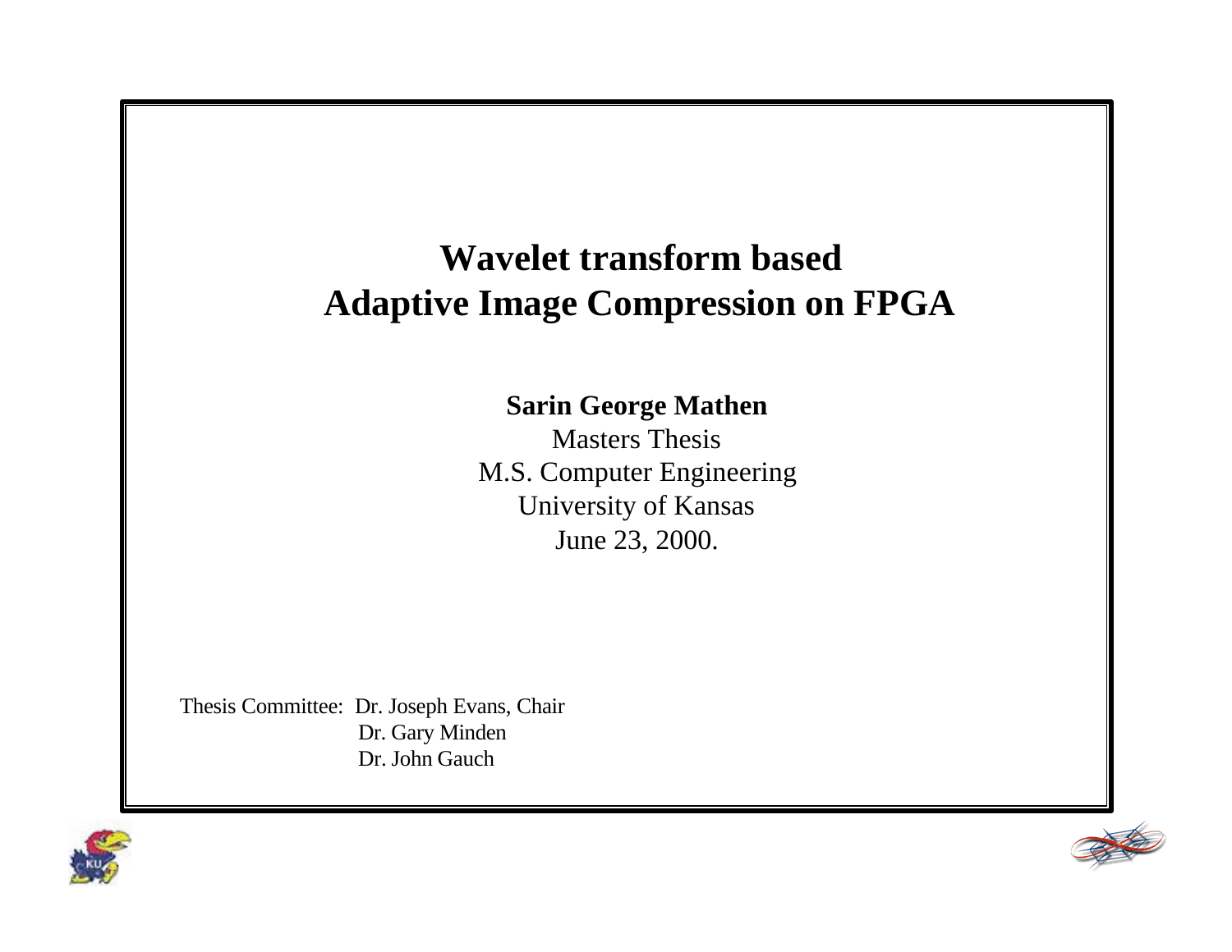# Wavelet transform based Adaptive Image Compression on FPGA

**Sarin George Mathen**

Masters Thesis

M.S. Computer Engineering

University of Kansas

June 23, 2000.

Thesis Committee: Dr. Joseph Evans, Chair

Dr. Gary Minden

Dr. John Gauch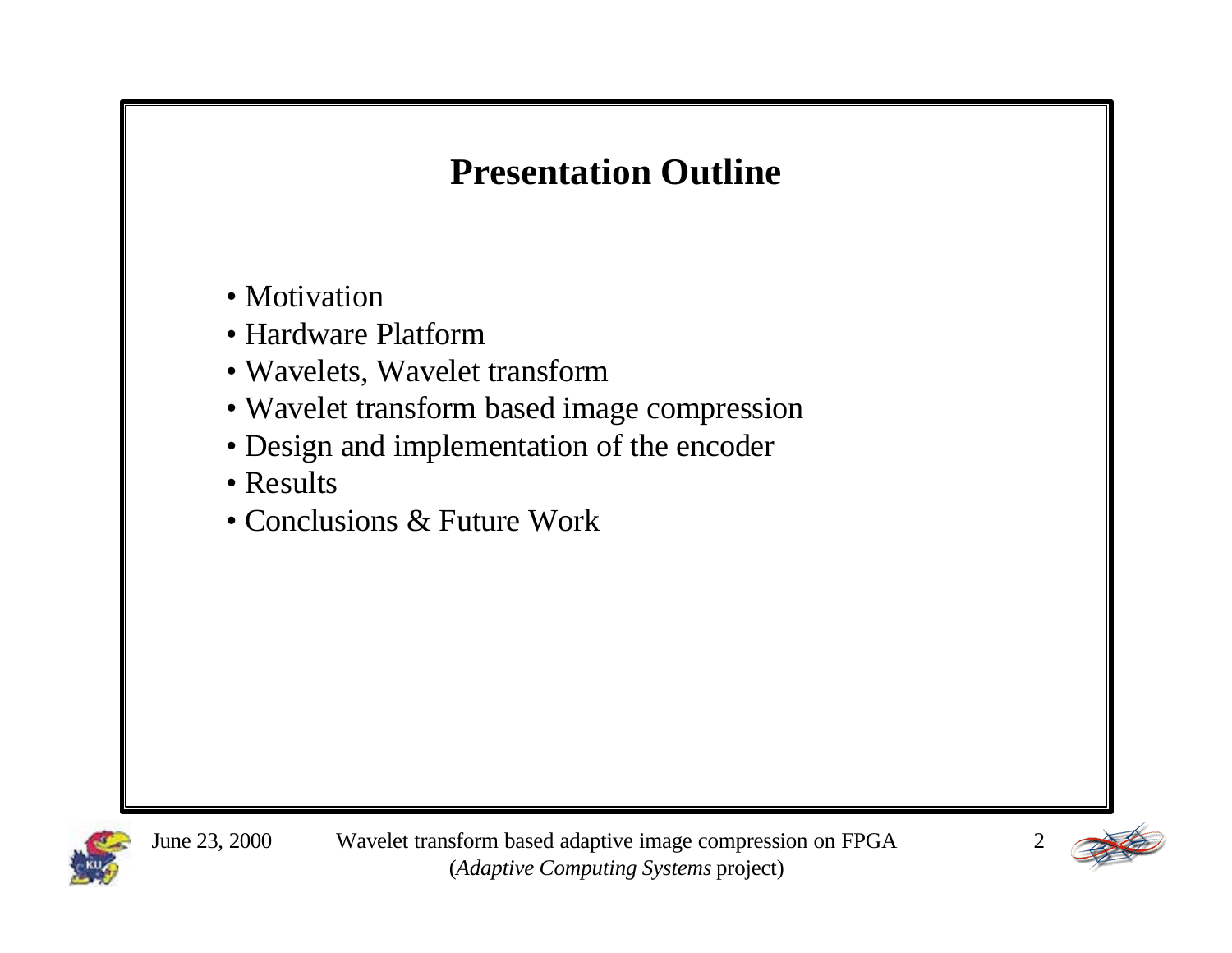# Presentation Outline

- Motivation
- Hardware Platform
- Wavelets, Wavelet transform
- Wavelet transform based image compression
- Design and implementation of the encoder
- Results
- Conclusions & Future Work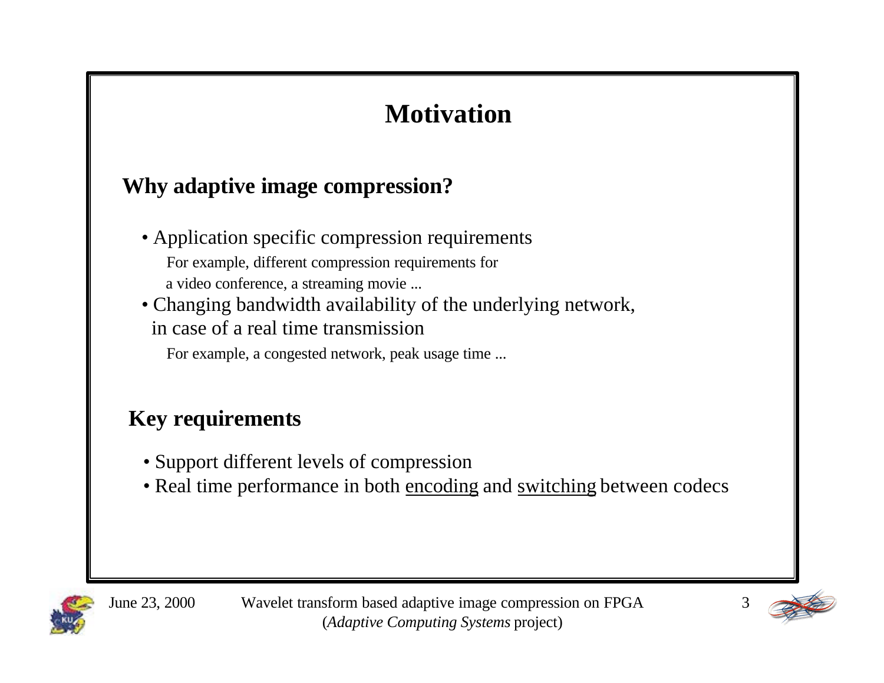# Motivation

## Why adaptive image compression?

- Application specific compression requirements

  For example, different compression requirements for a video conference, a streaming movie ...

- Changing bandwidth availability of the underlying network, in case of a real time transmission

  For example, a congested network, peak usage time ...

## Key requirements

- Support different levels of compression
- Real time performance in both encoding and switching between codecs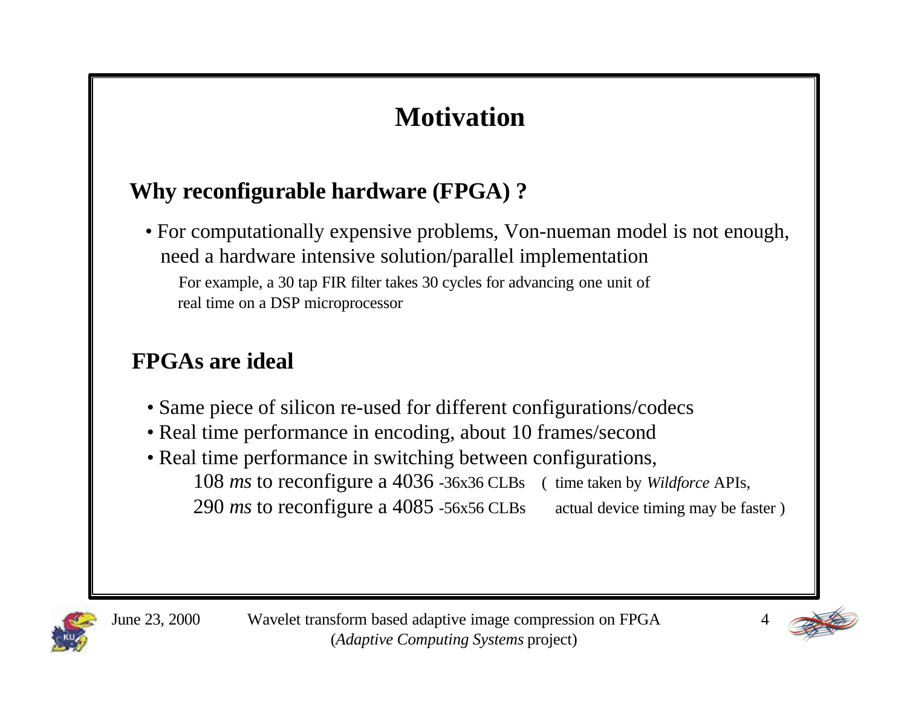# Motivation

## Why reconfigurable hardware (FPGA) ?

- For computationally expensive problems, Von-nueman model is not enough, need a hardware intensive solution/parallel implementation

  For example, a 30 tap FIR filter takes 30 cycles for advancing one unit of real time on a DSP microprocessor

## FPGAs are ideal

- Same piece of silicon re-used for different configurations/codecs
- Real time performance in encoding, about 10 frames/second
- Real time performance in switching between configurations,

  108 *ms* to reconfigure a 4036 -36x36 CLBs ( time taken by *Wildforce* APIs,

  290 *ms* to reconfigure a 4085 -56x56 CLBs actual device timing may be faster )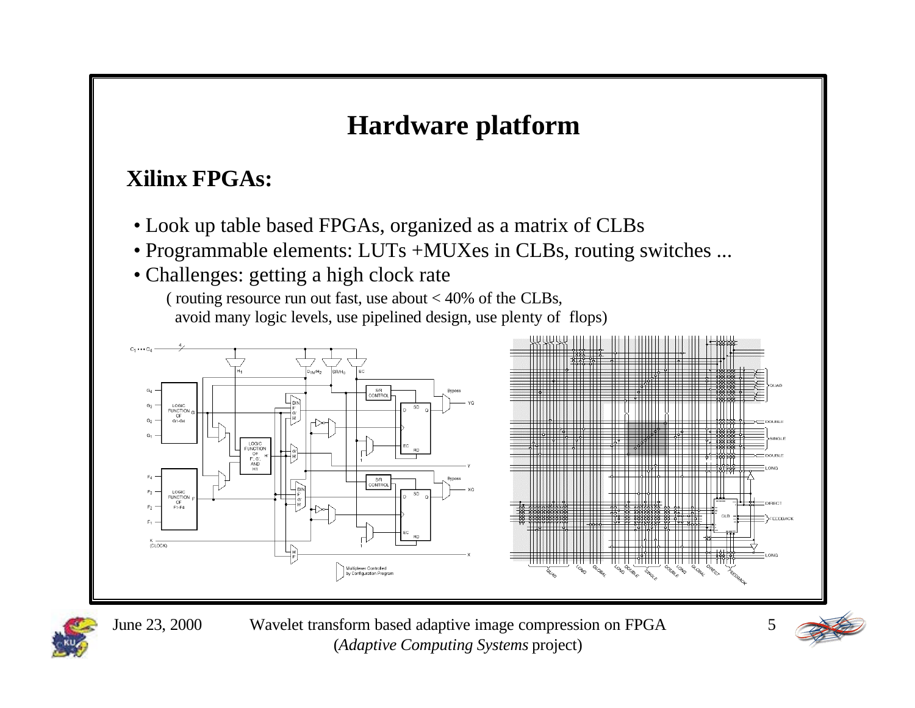# Hardware platform

## Xilinx FPGAs:

- Look up table based FPGAs, organized as a matrix of CLBs
- Programmable elements: LUTs +MUXes in CLBs, routing switches ...
- Challenges: getting a high clock rate

  ( routing resource run out fast, use about < 40% of the CLBs,
  avoid many logic levels, use pipelined design, use plenty of flops)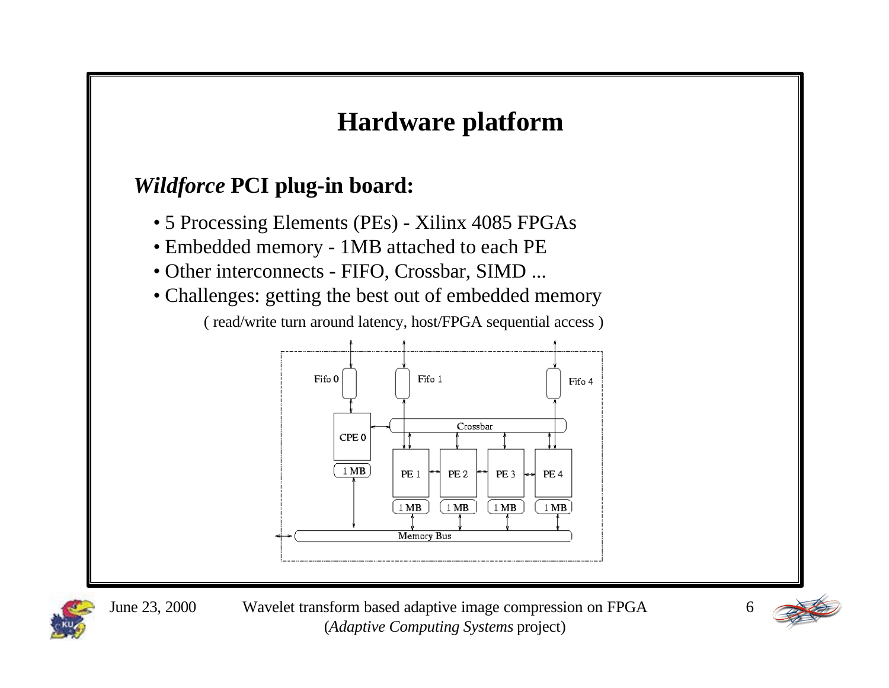# Hardware platform

## *Wildforce* PCI plug-in board:

- 5 Processing Elements (PEs) - Xilinx 4085 FPGAs
- Embedded memory - 1MB attached to each PE
- Other interconnects - FIFO, Crossbar, SIMD ...
- Challenges: getting the best out of embedded memory

  ( read/write turn around latency, host/FPGA sequential access )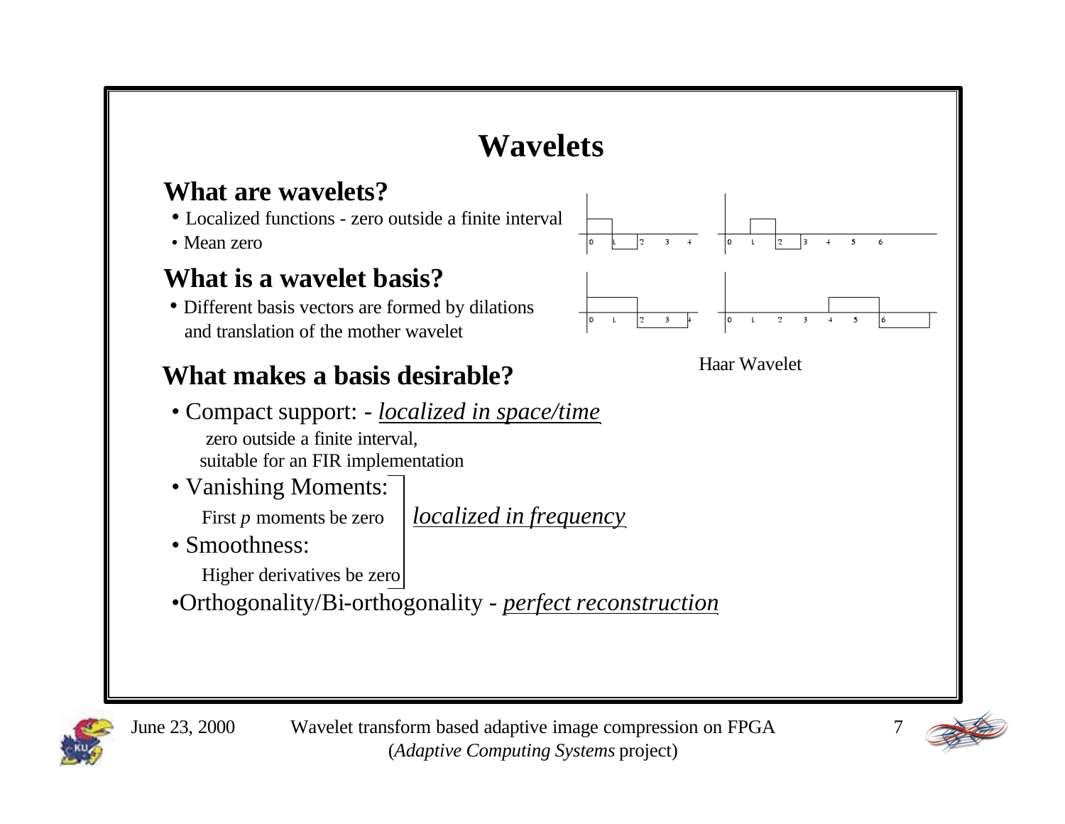# Wavelets

## What are wavelets?

- Localized functions - zero outside a finite interval
- Mean zero

## What is a wavelet basis?

- Different basis vectors are formed by dilations and translation of the mother wavelet

Haar Wavelet

## What makes a basis desirable?

- Compact support: - *localized in space/time*
  zero outside a finite interval,
  suitable for an FIR implementation
- Vanishing Moments:
  First $p$ moments be zero
- Smoothness:
  Higher derivatives be zero

  (Vanishing Moments and Smoothness: *localized in frequency*)
- Orthogonality/Bi-orthogonality - *perfect reconstruction*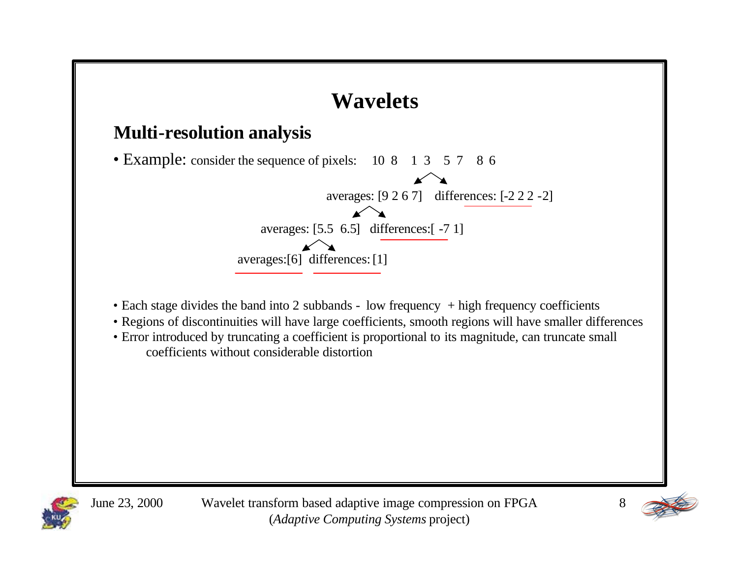# Wavelets

## Multi-resolution analysis

- Example: consider the sequence of pixels: 10 8 1 3 5 7 8 6

averages: [9 2 6 7] differences: [-2 2 2 -2]

averages: [5.5 6.5] differences:[ -7 1]

averages:[6] differences: [1]

- Each stage divides the band into 2 subbands - low frequency + high frequency coefficients
- Regions of discontinuities will have large coefficients, smooth regions will have smaller differences
- Error introduced by truncating a coefficient is proportional to its magnitude, can truncate small coefficients without considerable distortion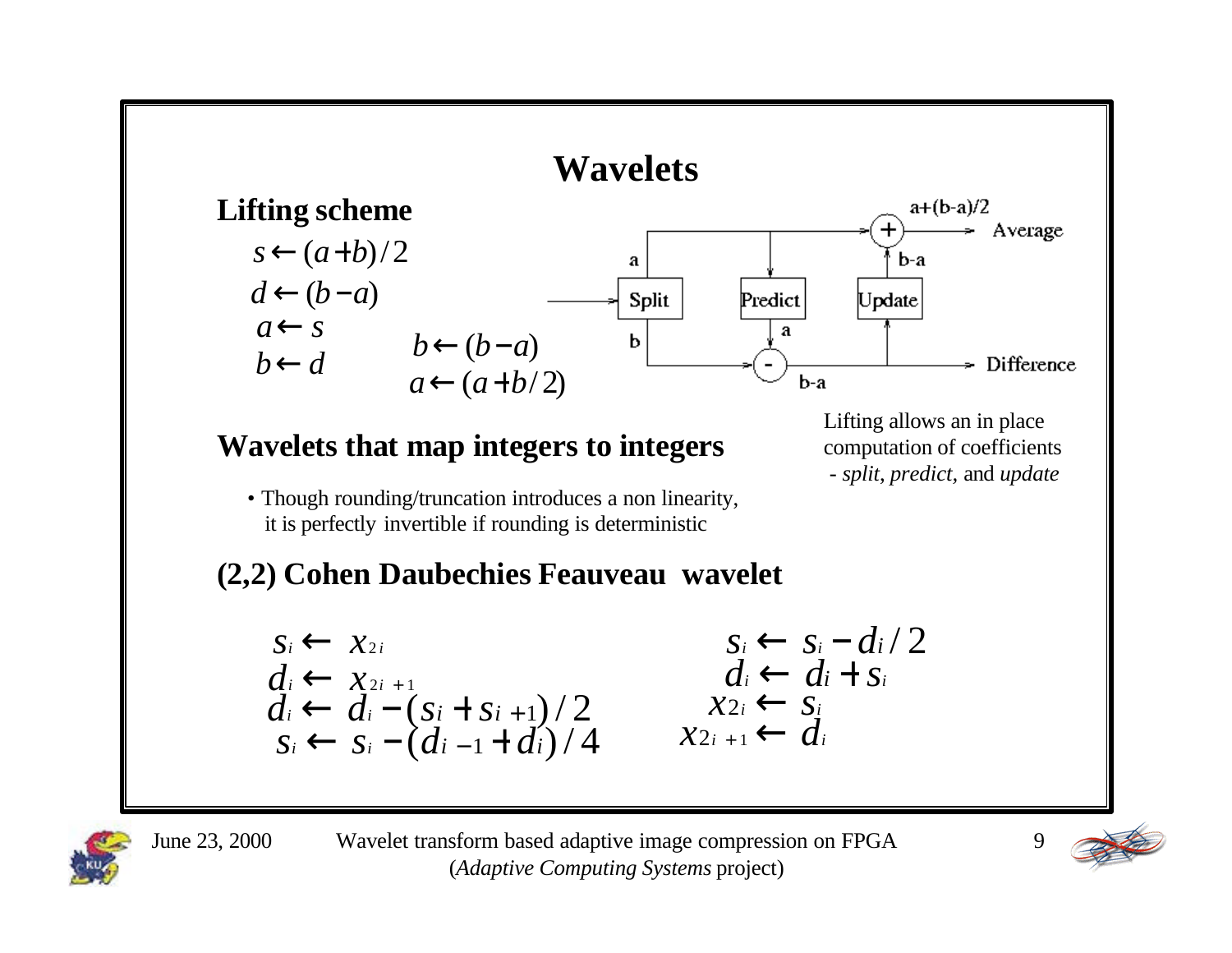# Wavelets

## Lifting scheme

$$s \leftarrow (a+b)/2$$
$$d \leftarrow (b-a)$$
$$a \leftarrow s$$
$$b \leftarrow d$$

$$b \leftarrow (b-a)$$
$$a \leftarrow (a+b/2)$$

Split → Predict → Update: a, b → Difference: b-a; Average: a+(b-a)/2

Lifting allows an in place computation of coefficients - *split*, *predict*, and *update*

## Wavelets that map integers to integers

- Though rounding/truncation introduces a non linearity, it is perfectly invertible if rounding is deterministic

## (2,2) Cohen Daubechies Feauveau wavelet

$$s_i \leftarrow x_{2i}$$
$$d_i \leftarrow x_{2i+1}$$
$$d_i \leftarrow d_i - (s_i + s_{i+1})/2$$
$$s_i \leftarrow s_i - (d_{i-1} + d_i)/4$$

$$s_i \leftarrow s_i - d_i/2$$
$$d_i \leftarrow d_i + s_i$$
$$x_{2i} \leftarrow s_i$$
$$x_{2i+1} \leftarrow d_i$$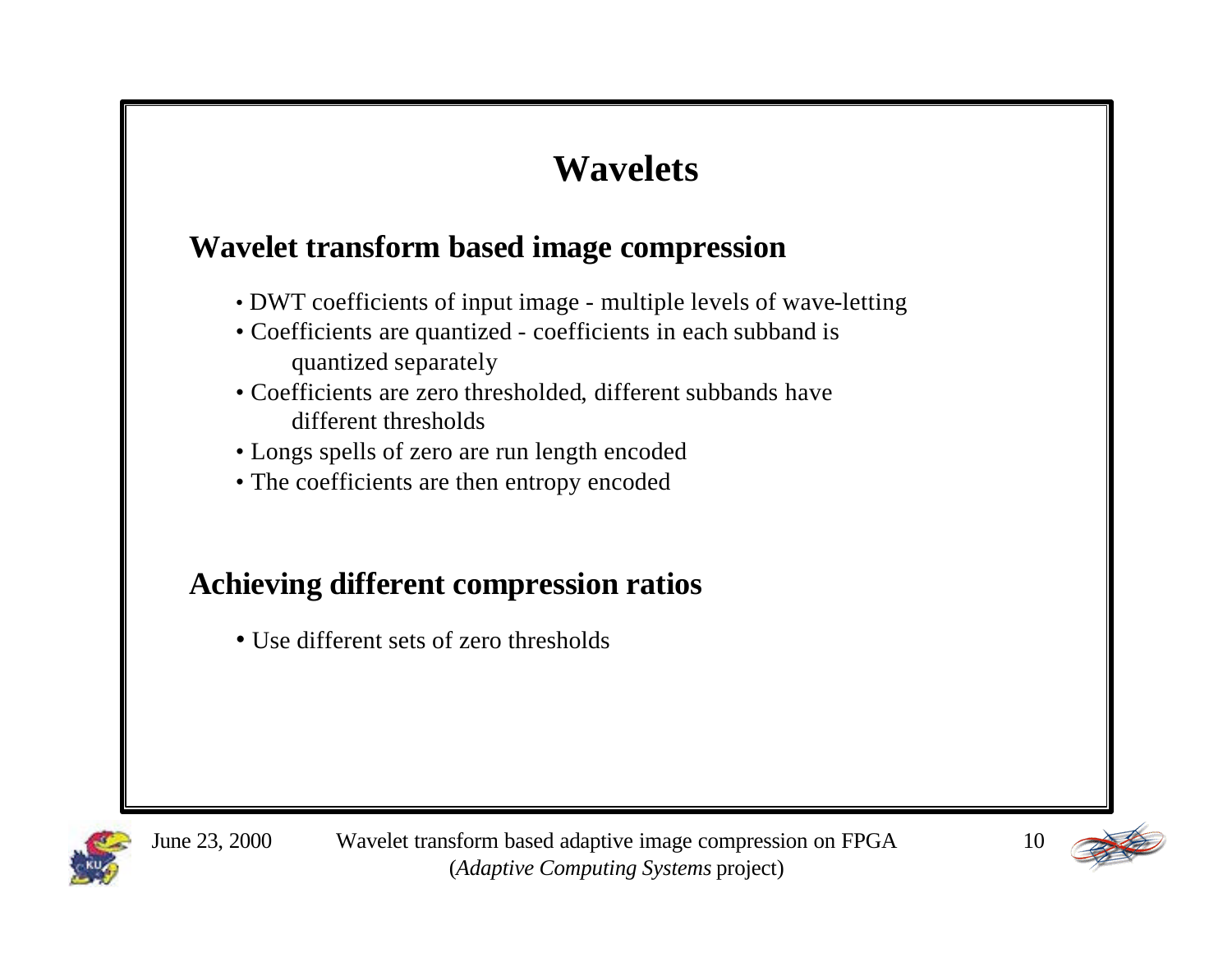# Wavelets

## Wavelet transform based image compression

- DWT coefficients of input image - multiple levels of wave-letting
- Coefficients are quantized - coefficients in each subband is quantized separately
- Coefficients are zero thresholded, different subbands have different thresholds
- Longs spells of zero are run length encoded
- The coefficients are then entropy encoded

## Achieving different compression ratios

- Use different sets of zero thresholds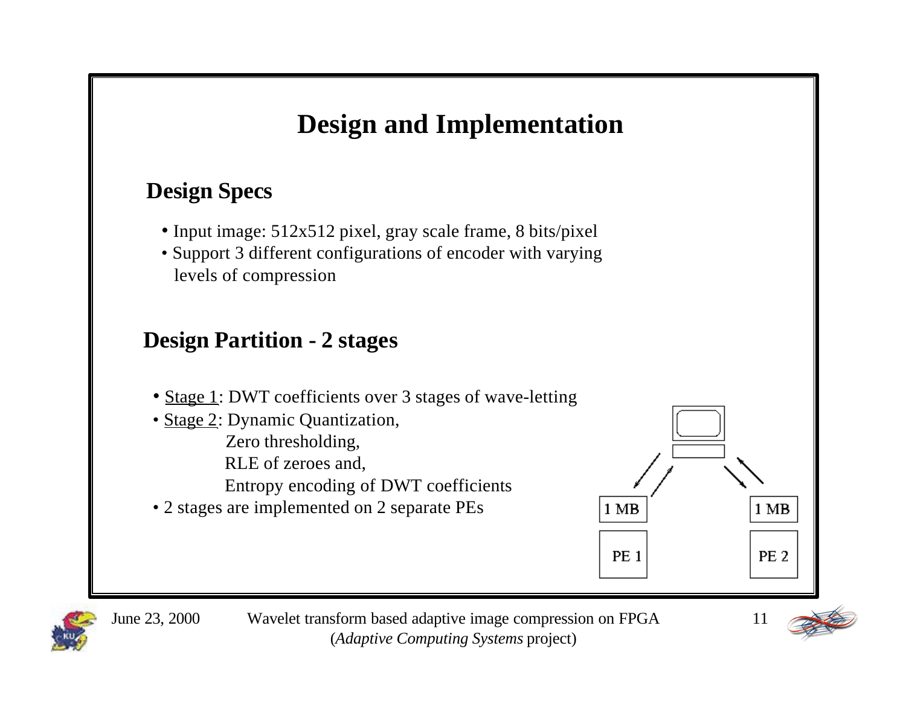# Design and Implementation

## Design Specs

- Input image: 512x512 pixel, gray scale frame, 8 bits/pixel
- Support 3 different configurations of encoder with varying levels of compression

## Design Partition - 2 stages

- Stage 1: DWT coefficients over 3 stages of wave-letting
- Stage 2: Dynamic Quantization,
  Zero thresholding,
  RLE of zeroes and,
  Entropy encoding of DWT coefficients
- 2 stages are implemented on 2 separate PEs

1 MB
PE 1

1 MB
PE 2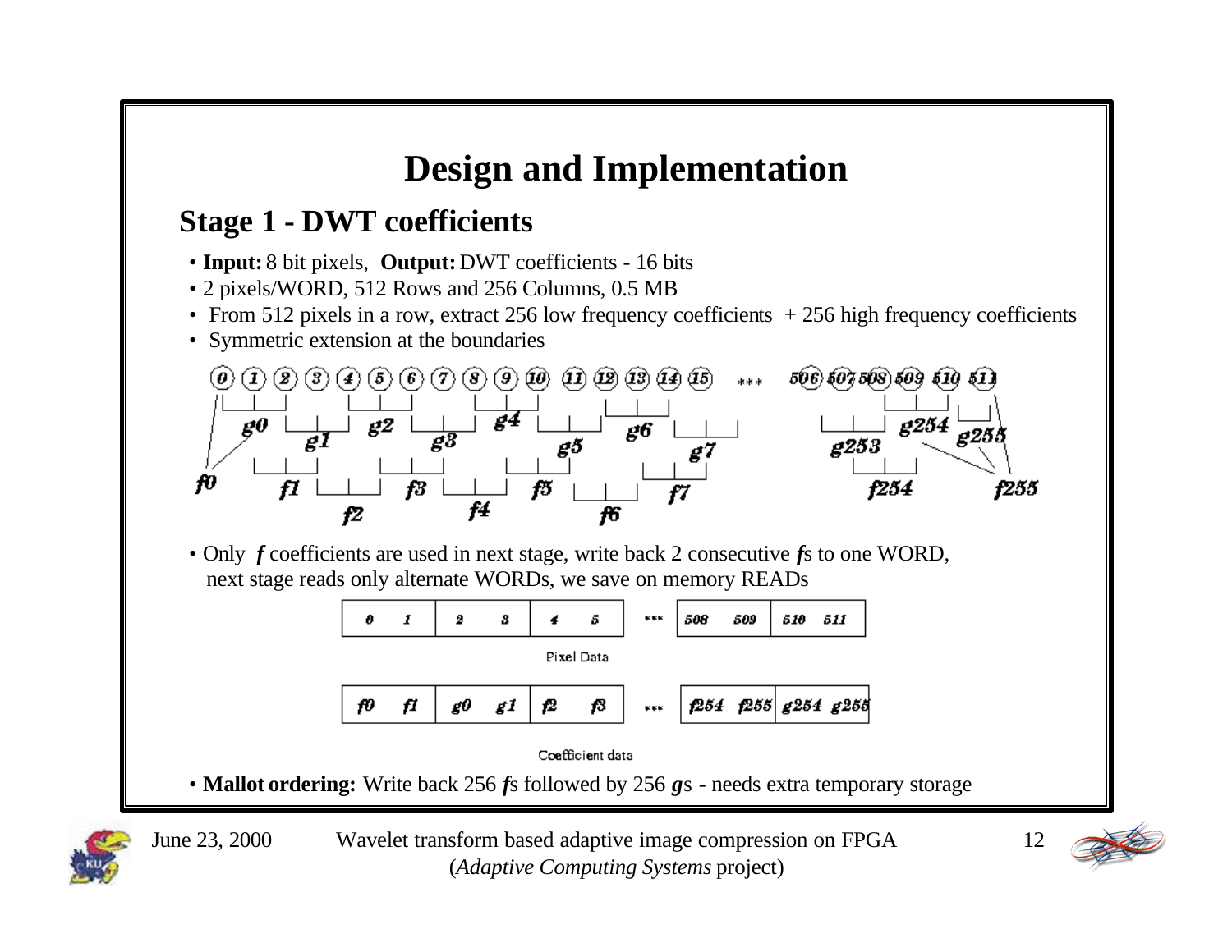# Design and Implementation

## Stage 1 - DWT coefficients

- **Input:** 8 bit pixels, **Output:** DWT coefficients - 16 bits
- 2 pixels/WORD, 512 Rows and 256 Columns, 0.5 MB
- From 512 pixels in a row, extract 256 low frequency coefficients + 256 high frequency coefficients
- Symmetric extension at the boundaries

- Only ***f*** coefficients are used in next stage, write back 2 consecutive ***f***s to one WORD, next stage reads only alternate WORDs, we save on memory READs

| 0 1 | 2 3 | 4 5 | *** | 508 509 | 510 511 |
|---|---|---|---|---|---|

Pixel Data

| f0 f1 | g0 g1 | f2 f3 | *** | f254 f255 | g254 g255 |
|---|---|---|---|---|---|

Coefficient data

- **Mallot ordering:** Write back 256 ***f***s followed by 256 ***g***s - needs extra temporary storage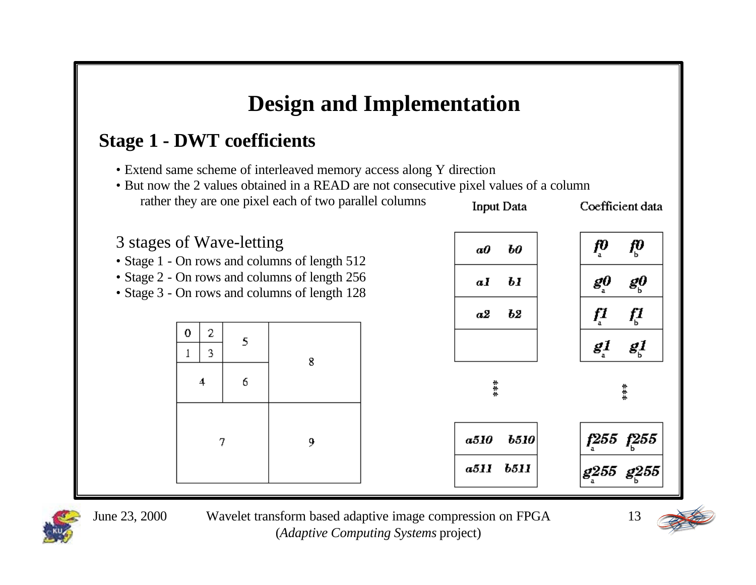# Design and Implementation

## Stage 1 - DWT coefficients

- Extend same scheme of interleaved memory access along Y direction
- But now the 2 values obtained in a READ are not consecutive pixel values of a column rather they are one pixel each of two parallel columns

3 stages of Wave-letting

- Stage 1 - On rows and columns of length 512
- Stage 2 - On rows and columns of length 256
- Stage 3 - On rows and columns of length 128

| 0 | 2 | 5 | 8 |
|---|---|---|---|
| 1 | 3 | | |
| 4 | | 6 | |
| 7 | | | 9 |

**Input Data**

| | |
|---|---|
| a0 | b0 |
| a1 | b1 |
| a2 | b2 |
| | |
| ... | |
| a510 | b510 |
| a511 | b511 |

**Coefficient data**

| | |
|---|---|
| $f0_a$ | $f0_b$ |
| $g0_a$ | $g0_b$ |
| $f1_a$ | $f1_b$ |
| $g1_a$ | $g1_b$ |
| ... | |
| $f255_a$ | $f255_b$ |
| $g255_a$ | $g255_b$ |

June 23, 2000 — Wavelet transform based adaptive image compression on FPGA (*Adaptive Computing Systems* project)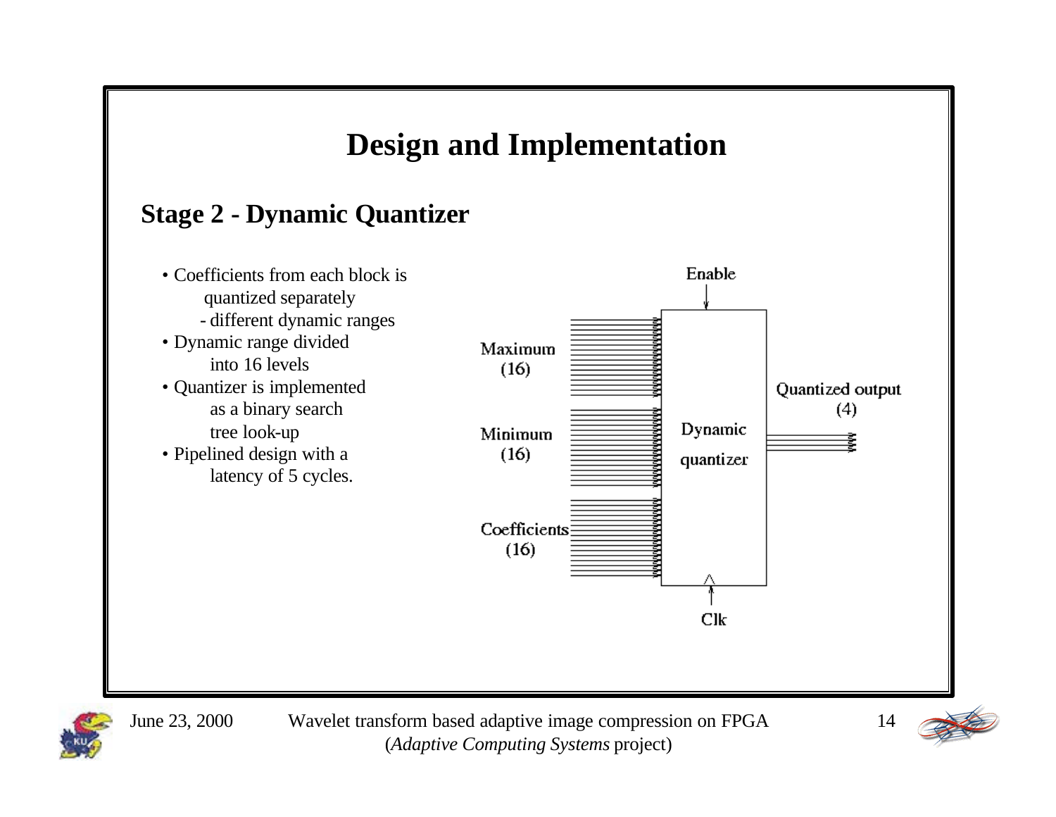# Design and Implementation

## Stage 2 - Dynamic Quantizer

- Coefficients from each block is quantized separately
  - different dynamic ranges
- Dynamic range divided into 16 levels
- Quantizer is implemented as a binary search tree look-up
- Pipelined design with a latency of 5 cycles.

Enable

Maximum (16)

Minimum (16)

Coefficients (16)

Dynamic quantizer

Quantized output (4)

Clk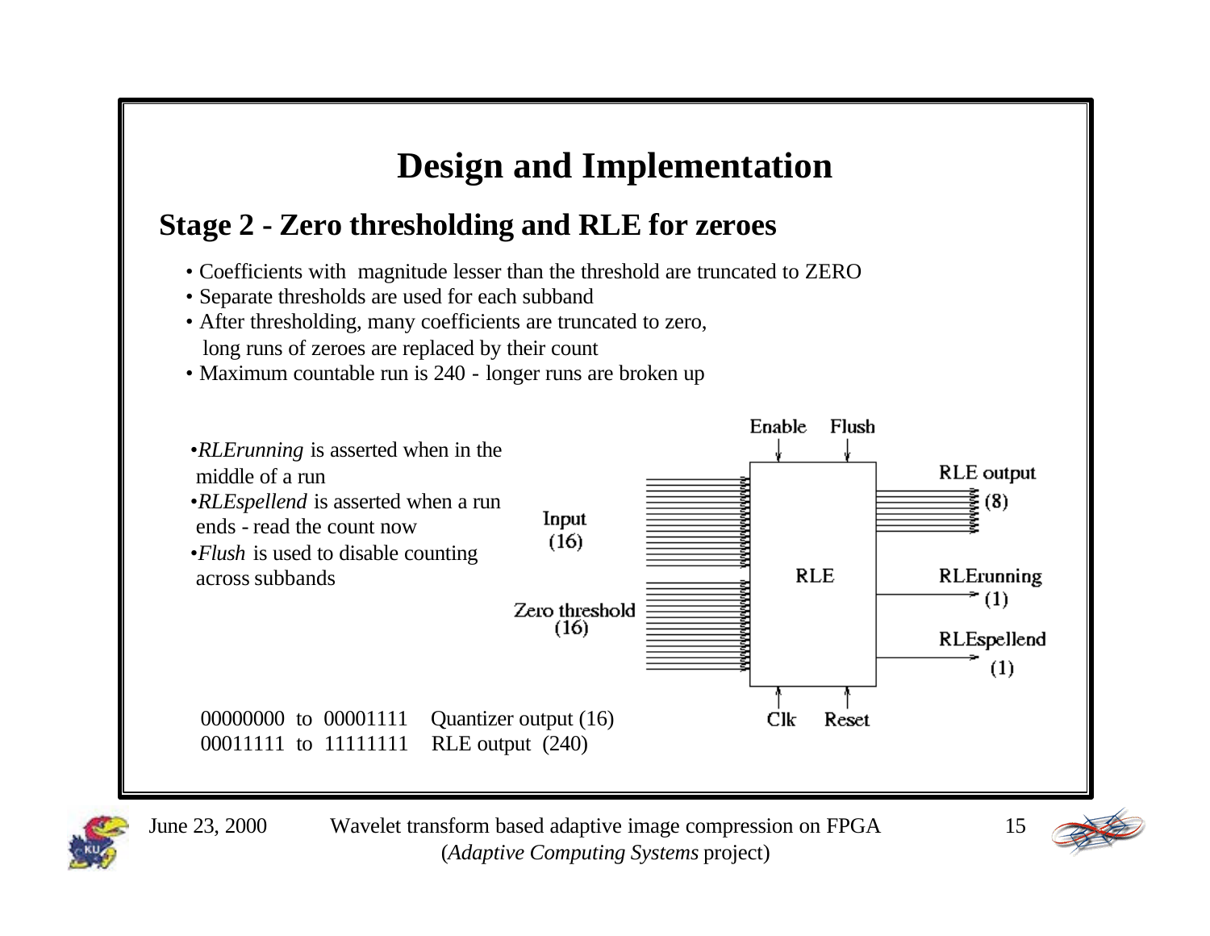# Design and Implementation

## Stage 2 - Zero thresholding and RLE for zeroes

- Coefficients with magnitude lesser than the threshold are truncated to ZERO
- Separate thresholds are used for each subband
- After thresholding, many coefficients are truncated to zero, long runs of zeroes are replaced by their count
- Maximum countable run is 240 - longer runs are broken up

- *RLErunning* is asserted when in the middle of a run
- *RLEspellend* is asserted when a run ends - read the count now
- *Flush* is used to disable counting across subbands

Enable Flush

Input (16)

Zero threshold (16)

RLE

RLE output (8)

RLErunning (1)

RLEspellend (1)

Clk Reset

00000000 to 00001111 Quantizer output (16)
00011111 to 11111111 RLE output (240)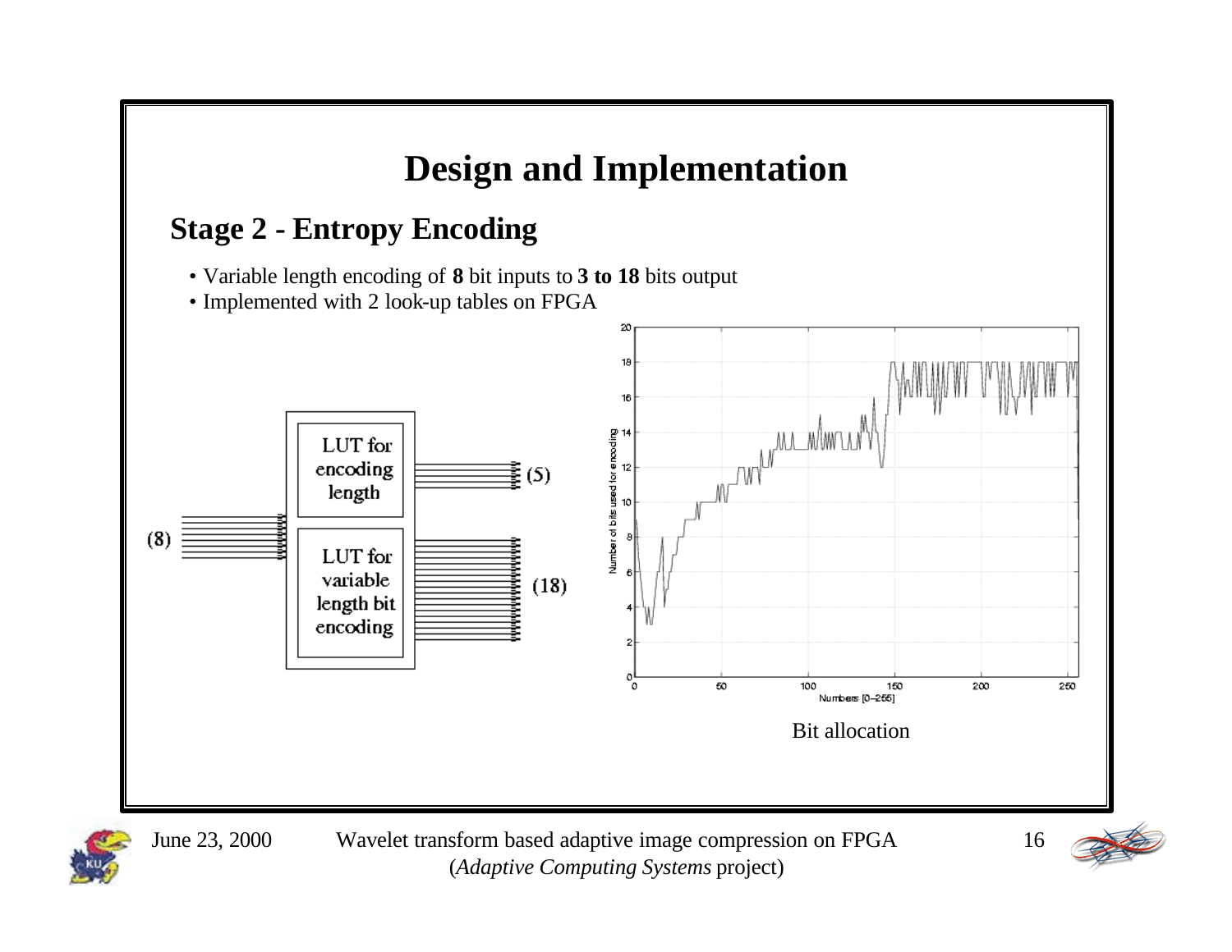# Design and Implementation

## Stage 2 - Entropy Encoding

- Variable length encoding of **8** bit inputs to **3 to 18** bits output
- Implemented with 2 look-up tables on FPGA

Bit allocation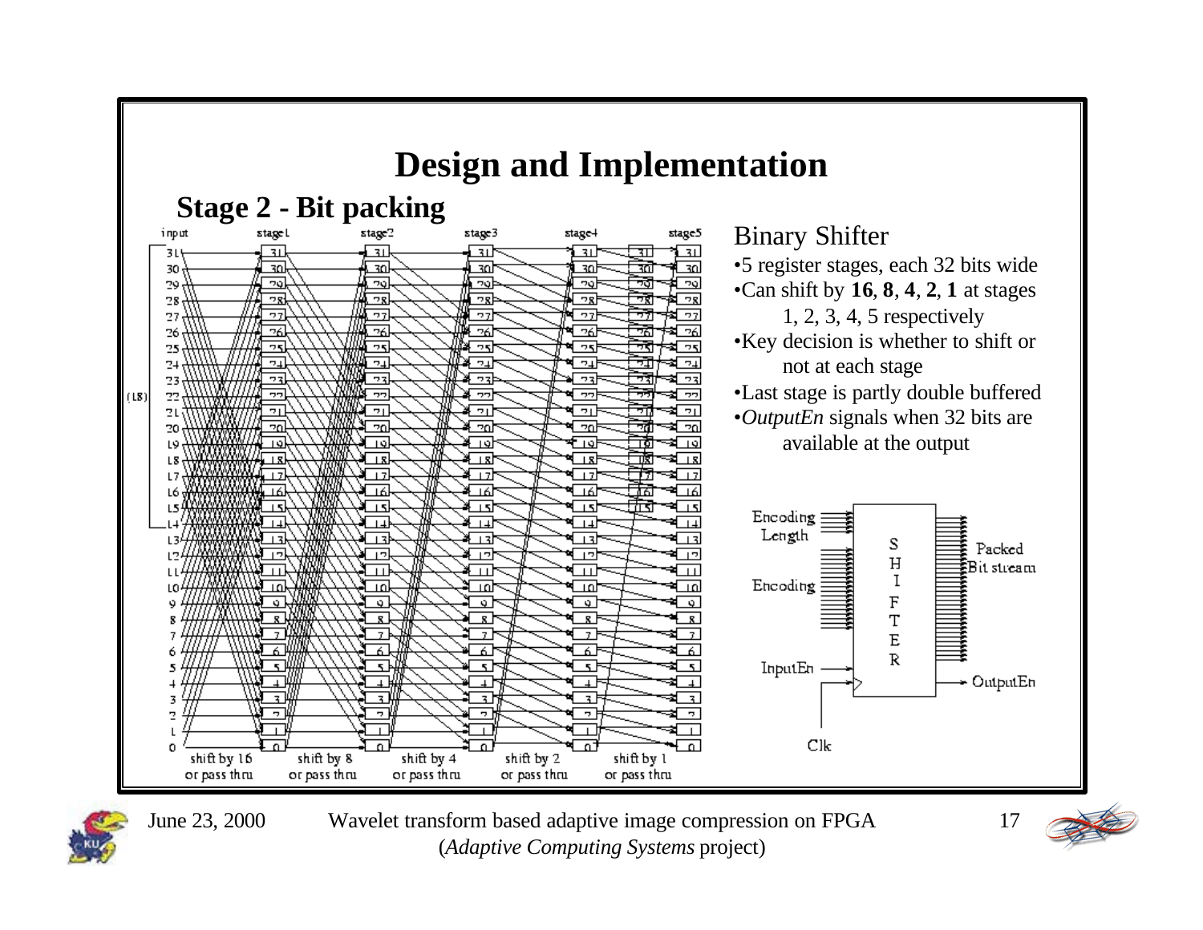# Design and Implementation

## Stage 2 - Bit packing

### Binary Shifter

- 5 register stages, each 32 bits wide
- Can shift by **16**, **8**, **4**, **2**, **1** at stages 1, 2, 3, 4, 5 respectively
- Key decision is whether to shift or not at each stage
- Last stage is partly double buffered
- *OutputEn* signals when 32 bits are available at the output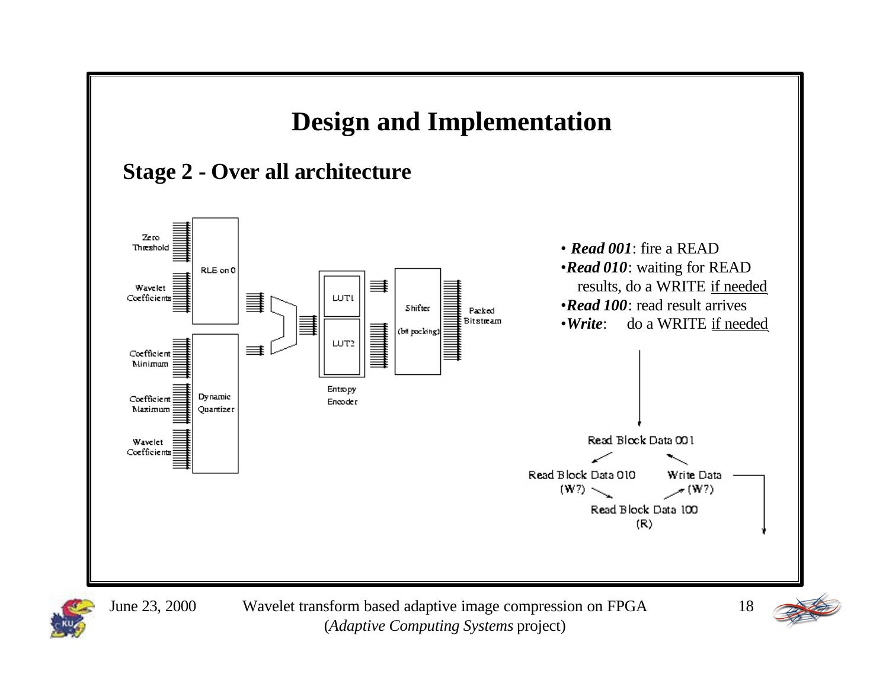# Design and Implementation

## Stage 2 - Over all architecture

Zero Threshold

Wavelet Coefficients

RLE on 0

Coefficient Minimum

Coefficient Maximum

Wavelet Coefficients

Dynamic Quantizer

LUT1

LUT2

Entropy Encoder

Shifter (bit packing)

Packed Bitstream

- ***Read 001***: fire a READ
- ***Read 010***: waiting for READ results, do a WRITE if needed
- ***Read 100***: read result arrives
- ***Write***: do a WRITE if needed

Read Block Data 001

Read Block Data 010 (W?)

Write Data (W?)

Read Block Data 100 (R)

June 23, 2000 — Wavelet transform based adaptive image compression on FPGA (*Adaptive Computing Systems* project)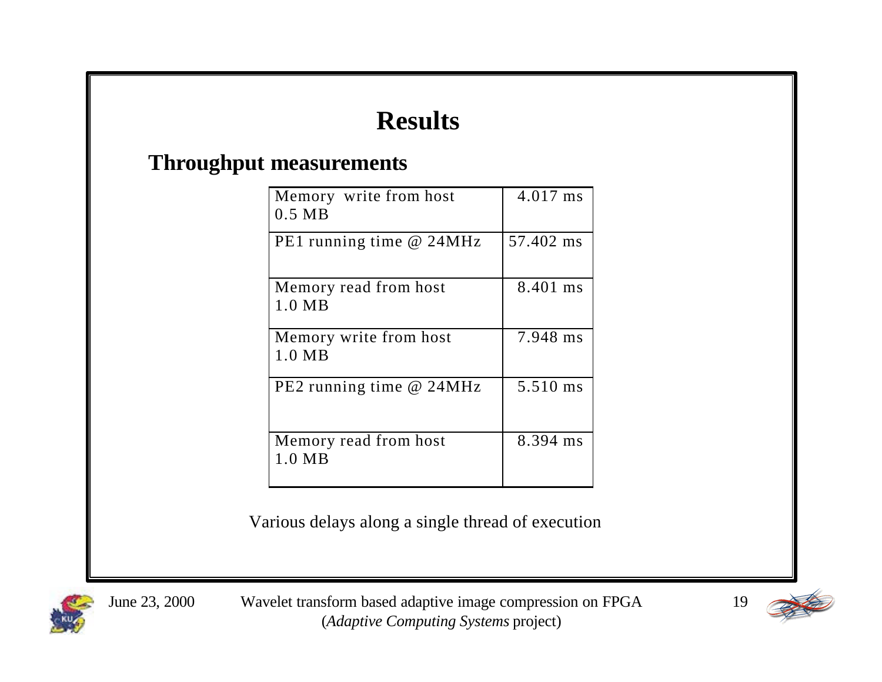# Results

## Throughput measurements

| | |
|---|---|
| Memory write from host 0.5 MB | 4.017 ms |
| PE1 running time @ 24MHz | 57.402 ms |
| Memory read from host 1.0 MB | 8.401 ms |
| Memory write from host 1.0 MB | 7.948 ms |
| PE2 running time @ 24MHz | 5.510 ms |
| Memory read from host 1.0 MB | 8.394 ms |

Various delays along a single thread of execution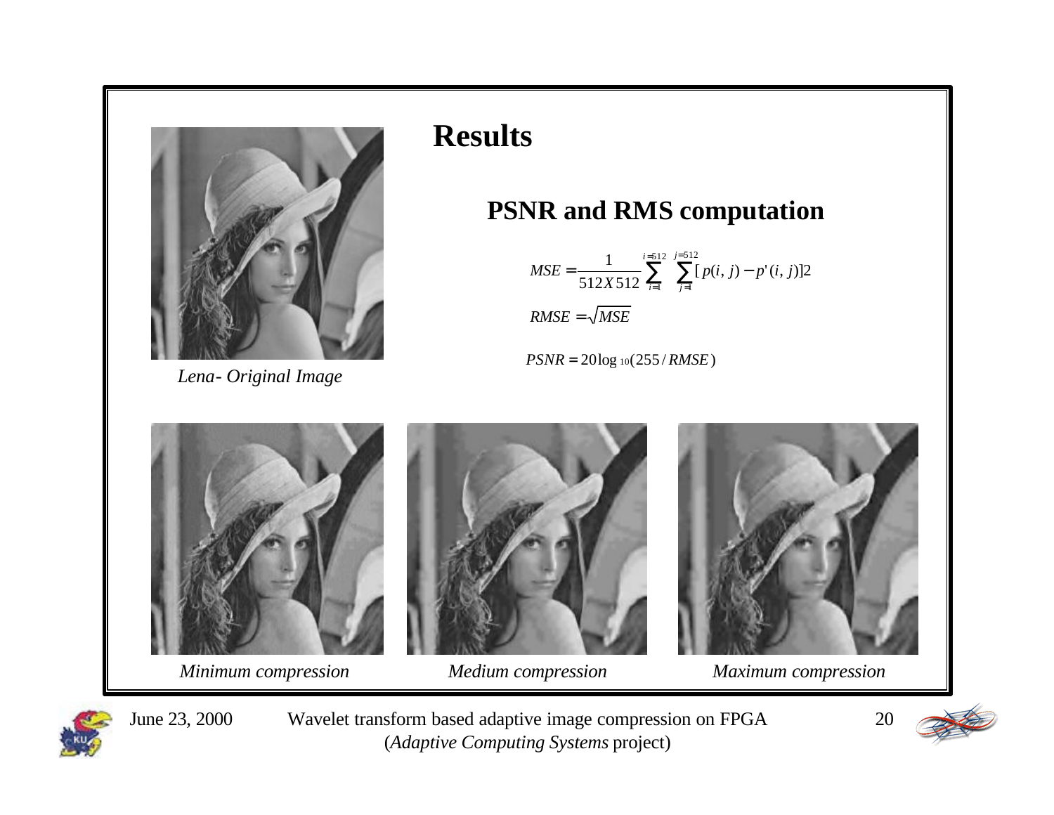# Results

## PSNR and RMS computation

$$MSE = \frac{1}{512X512} \sum_{i=1}^{i=512} \sum_{j=1}^{j=512} [p(i,j) - p'(i,j)]2$$

$$RMSE = \sqrt{MSE}$$

$$PSNR = 20\log_{10}(255 / RMSE)$$

*Lena- Original Image*

*Minimum compression*

*Medium compression*

*Maximum compression*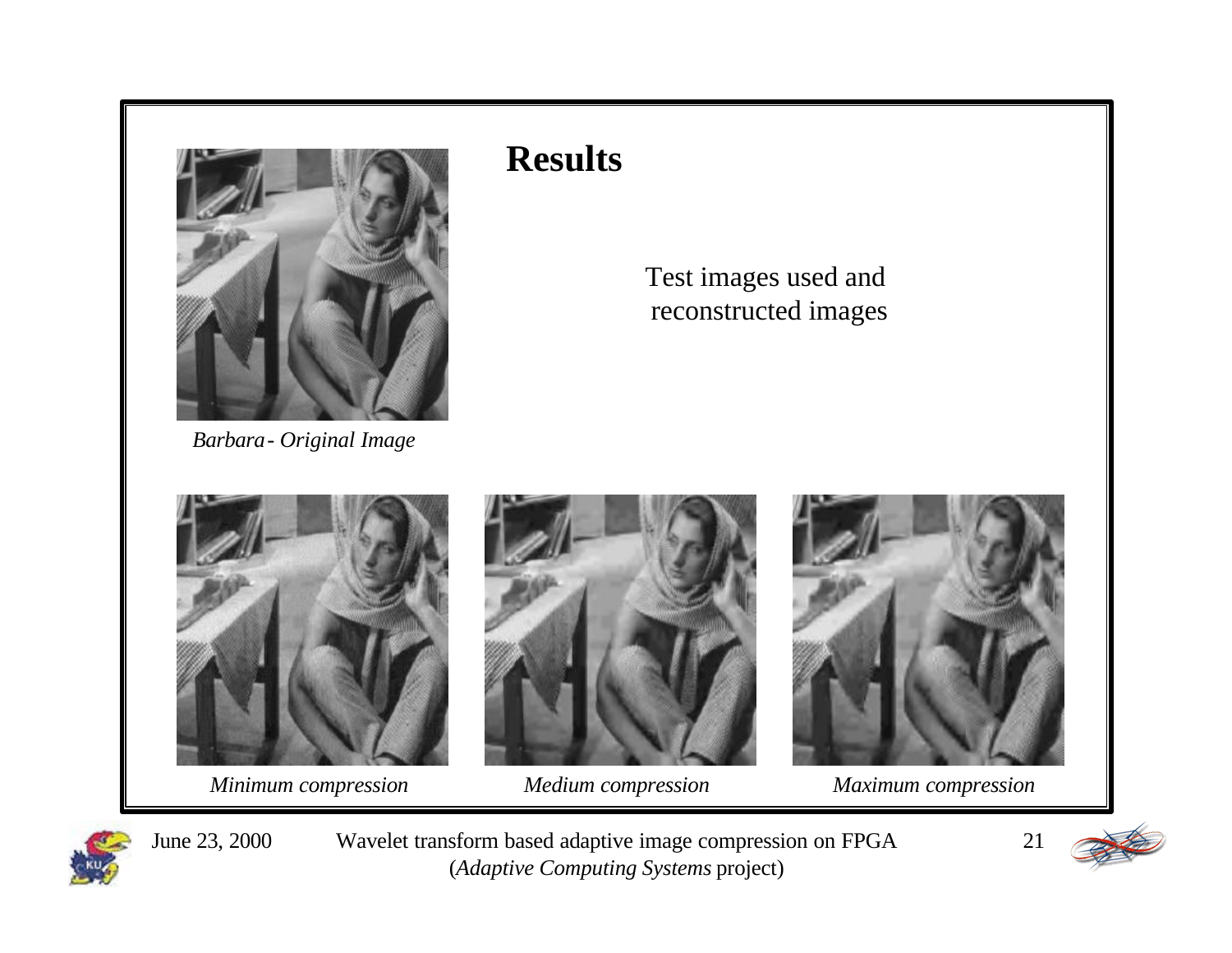# Results

Test images used and reconstructed images

*Barbara - Original Image*

*Minimum compression*

*Medium compression*

*Maximum compression*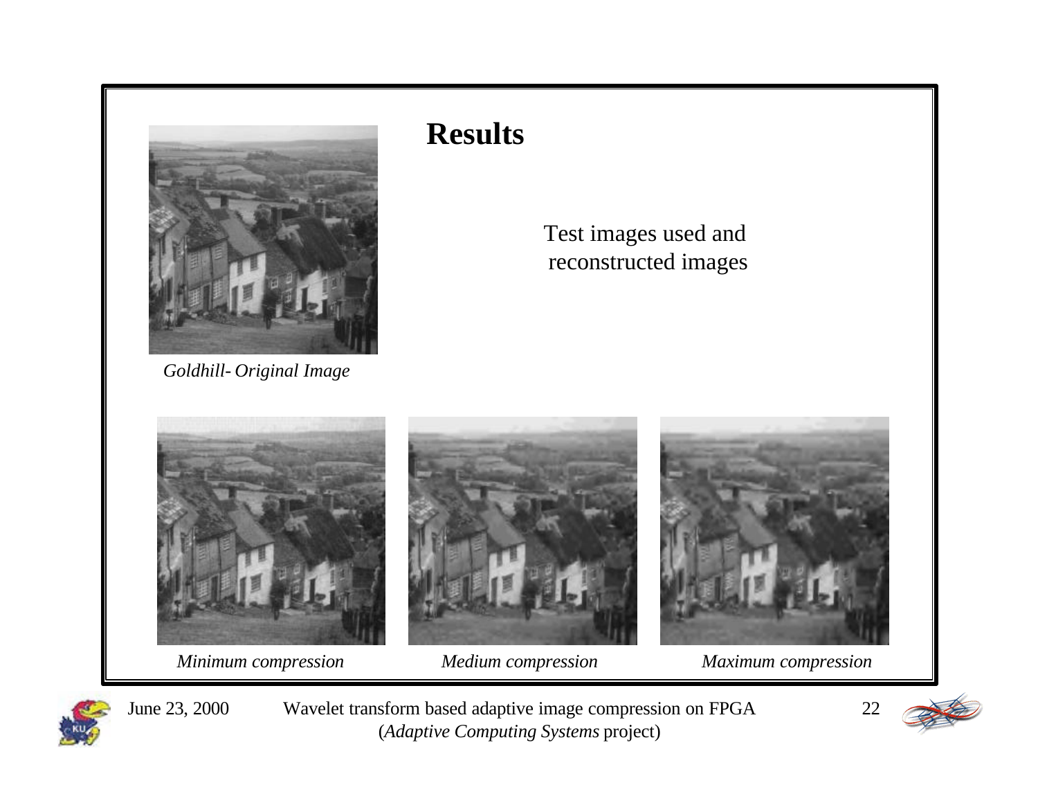# Results

Test images used and reconstructed images

*Goldhill- Original Image*

*Minimum compression*

*Medium compression*

*Maximum compression*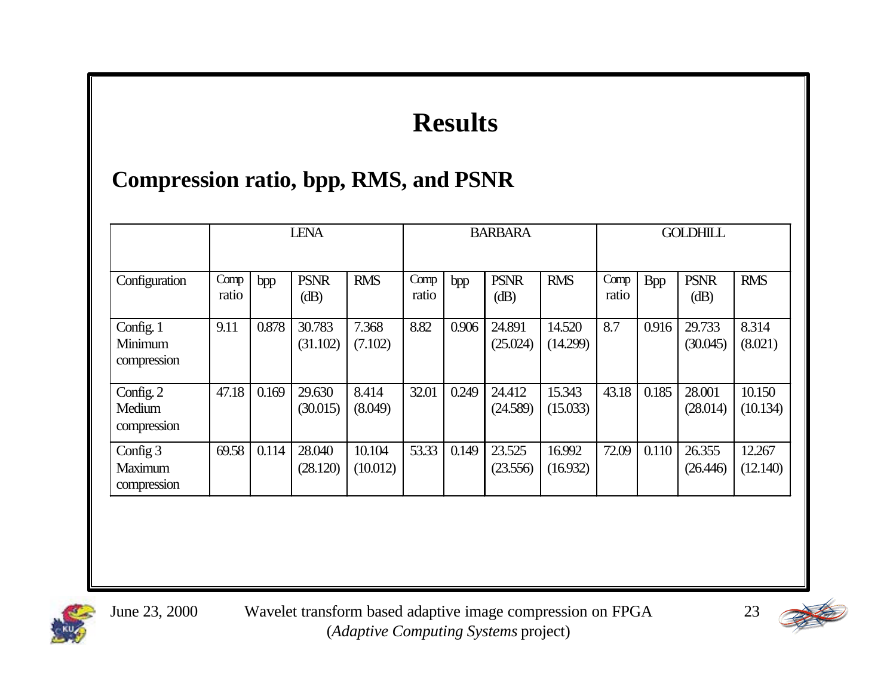# Results

## Compression ratio, bpp, RMS, and PSNR

| | LENA | | | | BARBARA | | | | GOLDHILL | | | |
|---|---|---|---|---|---|---|---|---|---|---|---|---|
| Configuration | Comp ratio | bpp | PSNR (dB) | RMS | Comp ratio | bpp | PSNR (dB) | RMS | Comp ratio | Bpp | PSNR (dB) | RMS |
| Config. 1 Minimum compression | 9.11 | 0.878 | 30.783 (31.102) | 7.368 (7.102) | 8.82 | 0.906 | 24.891 (25.024) | 14.520 (14.299) | 8.7 | 0.916 | 29.733 (30.045) | 8.314 (8.021) |
| Config. 2 Medium compression | 47.18 | 0.169 | 29.630 (30.015) | 8.414 (8.049) | 32.01 | 0.249 | 24.412 (24.589) | 15.343 (15.033) | 43.18 | 0.185 | 28.001 (28.014) | 10.150 (10.134) |
| Config 3 Maximum compression | 69.58 | 0.114 | 28.040 (28.120) | 10.104 (10.012) | 53.33 | 0.149 | 23.525 (23.556) | 16.992 (16.932) | 72.09 | 0.110 | 26.355 (26.446) | 12.267 (12.140) |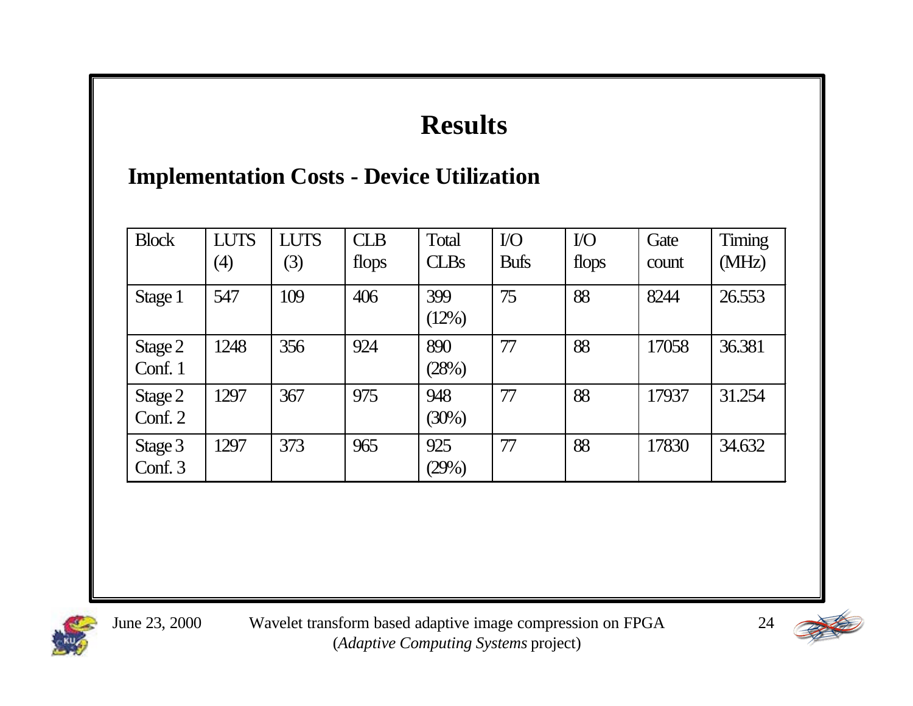# Results

## Implementation Costs - Device Utilization

| Block | LUTS (4) | LUTS (3) | CLB flops | Total CLBs | I/O Bufs | I/O flops | Gate count | Timing (MHz) |
|---|---|---|---|---|---|---|---|---|
| Stage 1 | 547 | 109 | 406 | 399 (12%) | 75 | 88 | 8244 | 26.553 |
| Stage 2 Conf. 1 | 1248 | 356 | 924 | 890 (28%) | 77 | 88 | 17058 | 36.381 |
| Stage 2 Conf. 2 | 1297 | 367 | 975 | 948 (30%) | 77 | 88 | 17937 | 31.254 |
| Stage 3 Conf. 3 | 1297 | 373 | 965 | 925 (29%) | 77 | 88 | 17830 | 34.632 |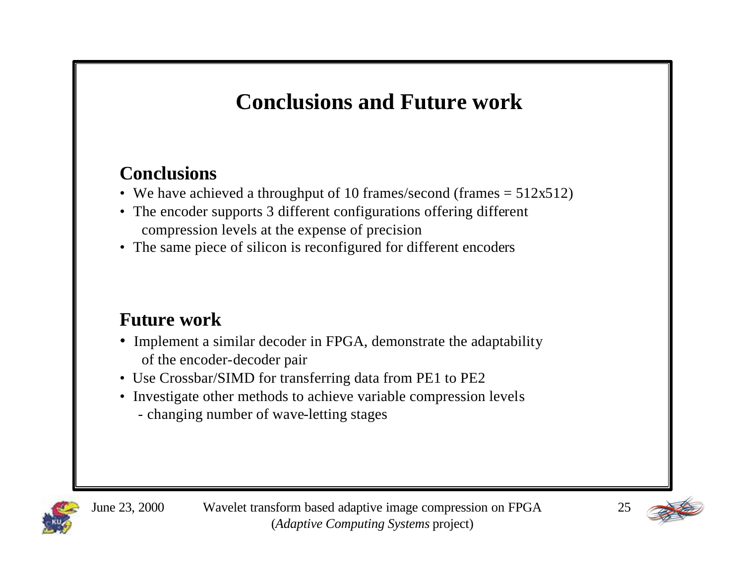# Conclusions and Future work

## Conclusions

- We have achieved a throughput of 10 frames/second (frames = 512x512)
- The encoder supports 3 different configurations offering different compression levels at the expense of precision
- The same piece of silicon is reconfigured for different encoders

## Future work

- Implement a similar decoder in FPGA, demonstrate the adaptability of the encoder-decoder pair
- Use Crossbar/SIMD for transferring data from PE1 to PE2
- Investigate other methods to achieve variable compression levels
  - changing number of wave-letting stages